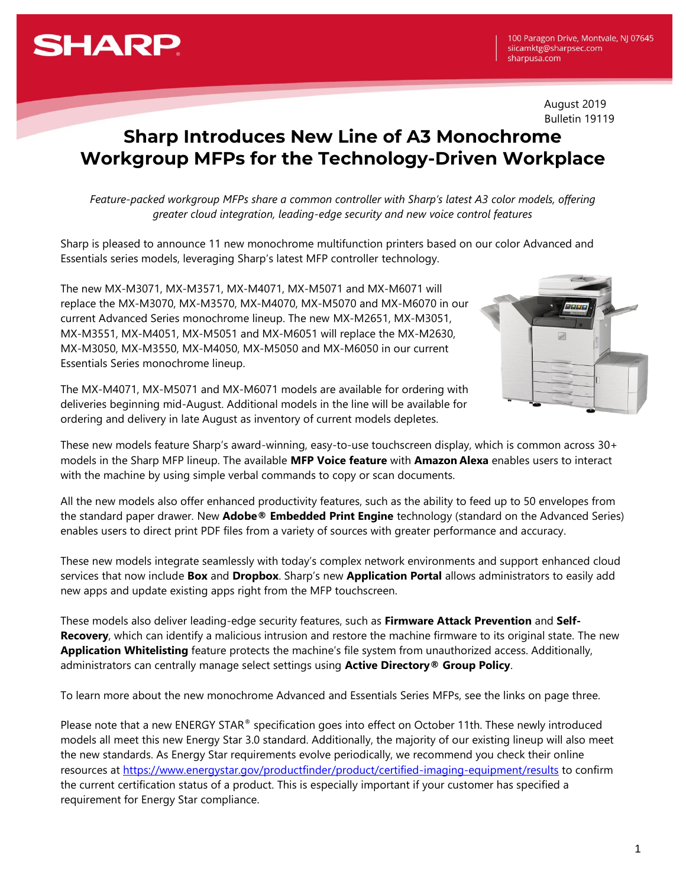SHARP

100 Paragon Drive, Montvale, NJ 07645
siicamktg@sharpsec.com
sharpusa.com

August 2019
Bulletin 19119

# Sharp Introduces New Line of A3 Monochrome Workgroup MFPs for the Technology-Driven Workplace

*Feature-packed workgroup MFPs share a common controller with Sharp's latest A3 color models, offering greater cloud integration, leading-edge security and new voice control features*

Sharp is pleased to announce 11 new monochrome multifunction printers based on our color Advanced and Essentials series models, leveraging Sharp's latest MFP controller technology.

The new MX-M3071, MX-M3571, MX-M4071, MX-M5071 and MX-M6071 will replace the MX-M3070, MX-M3570, MX-M4070, MX-M5070 and MX-M6070 in our current Advanced Series monochrome lineup. The new MX-M2651, MX-M3051, MX-M3551, MX-M4051, MX-M5051 and MX-M6051 will replace the MX-M2630, MX-M3050, MX-M3550, MX-M4050, MX-M5050 and MX-M6050 in our current Essentials Series monochrome lineup.

The MX-M4071, MX-M5071 and MX-M6071 models are available for ordering with deliveries beginning mid-August. Additional models in the line will be available for ordering and delivery in late August as inventory of current models depletes.

These new models feature Sharp's award-winning, easy-to-use touchscreen display, which is common across 30+ models in the Sharp MFP lineup. The available **MFP Voice feature** with **Amazon Alexa** enables users to interact with the machine by using simple verbal commands to copy or scan documents.

All the new models also offer enhanced productivity features, such as the ability to feed up to 50 envelopes from the standard paper drawer. New **Adobe® Embedded Print Engine** technology (standard on the Advanced Series) enables users to direct print PDF files from a variety of sources with greater performance and accuracy.

These new models integrate seamlessly with today's complex network environments and support enhanced cloud services that now include **Box** and **Dropbox**. Sharp's new **Application Portal** allows administrators to easily add new apps and update existing apps right from the MFP touchscreen.

These models also deliver leading-edge security features, such as **Firmware Attack Prevention** and **Self-Recovery**, which can identify a malicious intrusion and restore the machine firmware to its original state. The new **Application Whitelisting** feature protects the machine's file system from unauthorized access. Additionally, administrators can centrally manage select settings using **Active Directory® Group Policy**.

To learn more about the new monochrome Advanced and Essentials Series MFPs, see the links on page three.

Please note that a new ENERGY STAR® specification goes into effect on October 11th. These newly introduced models all meet this new Energy Star 3.0 standard. Additionally, the majority of our existing lineup will also meet the new standards. As Energy Star requirements evolve periodically, we recommend you check their online resources at https://www.energystar.gov/productfinder/product/certified-imaging-equipment/results to confirm the current certification status of a product. This is especially important if your customer has specified a requirement for Energy Star compliance.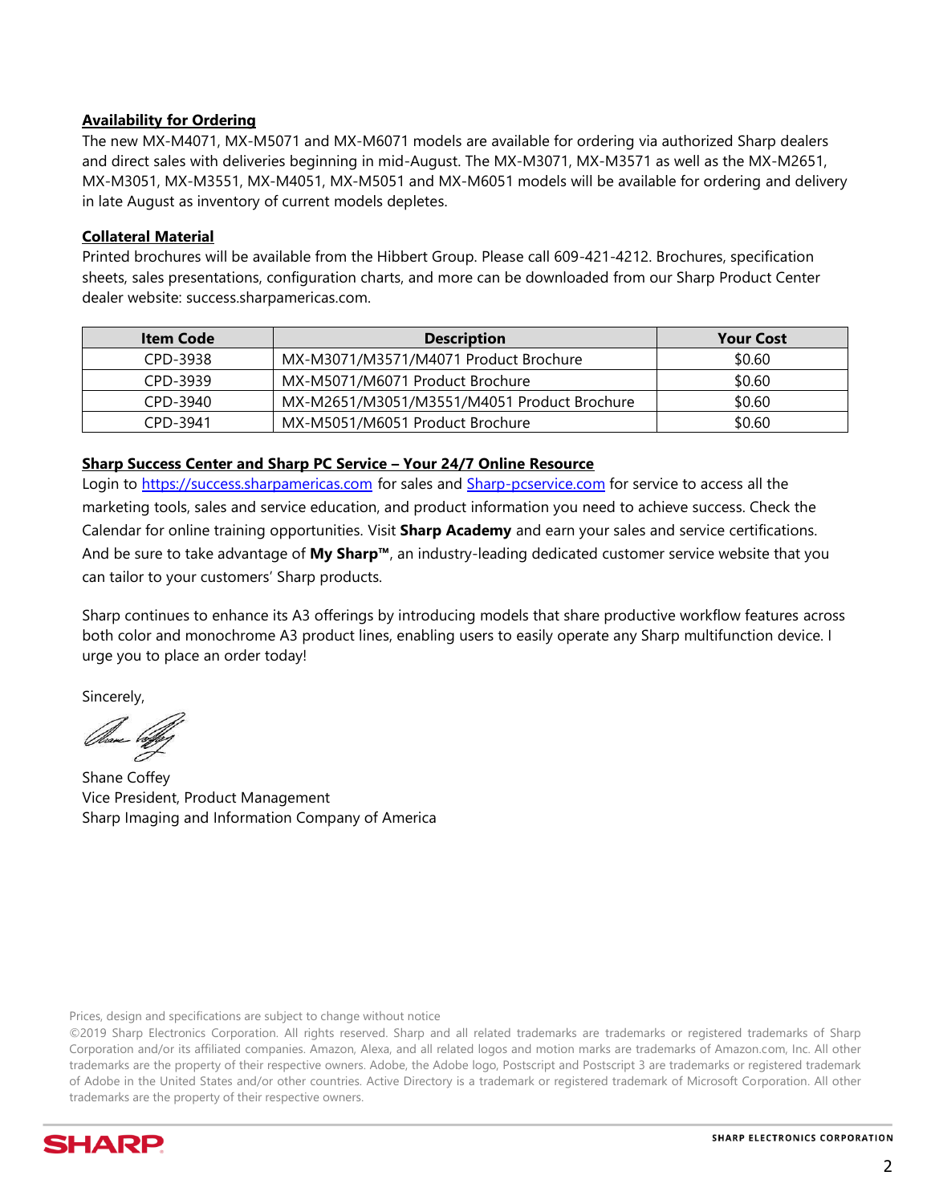**Availability for Ordering**

The new MX-M4071, MX-M5071 and MX-M6071 models are available for ordering via authorized Sharp dealers and direct sales with deliveries beginning in mid-August. The MX-M3071, MX-M3571 as well as the MX-M2651, MX-M3051, MX-M3551, MX-M4051, MX-M5051 and MX-M6051 models will be available for ordering and delivery in late August as inventory of current models depletes.

**Collateral Material**

Printed brochures will be available from the Hibbert Group. Please call 609-421-4212. Brochures, specification sheets, sales presentations, configuration charts, and more can be downloaded from our Sharp Product Center dealer website: success.sharpamericas.com.

| Item Code | Description | Your Cost |
|---|---|---|
| CPD-3938 | MX-M3071/M3571/M4071 Product Brochure | $0.60 |
| CPD-3939 | MX-M5071/M6071 Product Brochure | $0.60 |
| CPD-3940 | MX-M2651/M3051/M3551/M4051 Product Brochure | $0.60 |
| CPD-3941 | MX-M5051/M6051 Product Brochure | $0.60 |

**Sharp Success Center and Sharp PC Service – Your 24/7 Online Resource**

Login to https://success.sharpamericas.com for sales and Sharp-pcservice.com for service to access all the marketing tools, sales and service education, and product information you need to achieve success. Check the Calendar for online training opportunities. Visit **Sharp Academy** and earn your sales and service certifications. And be sure to take advantage of **My Sharp™**, an industry-leading dedicated customer service website that you can tailor to your customers' Sharp products.

Sharp continues to enhance its A3 offerings by introducing models that share productive workflow features across both color and monochrome A3 product lines, enabling users to easily operate any Sharp multifunction device. I urge you to place an order today!

Sincerely,

Shane Coffey
Vice President, Product Management
Sharp Imaging and Information Company of America

Prices, design and specifications are subject to change without notice

©2019 Sharp Electronics Corporation. All rights reserved. Sharp and all related trademarks are trademarks or registered trademarks of Sharp Corporation and/or its affiliated companies. Amazon, Alexa, and all related logos and motion marks are trademarks of Amazon.com, Inc. All other trademarks are the property of their respective owners. Adobe, the Adobe logo, Postscript and Postscript 3 are trademarks or registered trademark of Adobe in the United States and/or other countries. Active Directory is a trademark or registered trademark of Microsoft Corporation. All other trademarks are the property of their respective owners.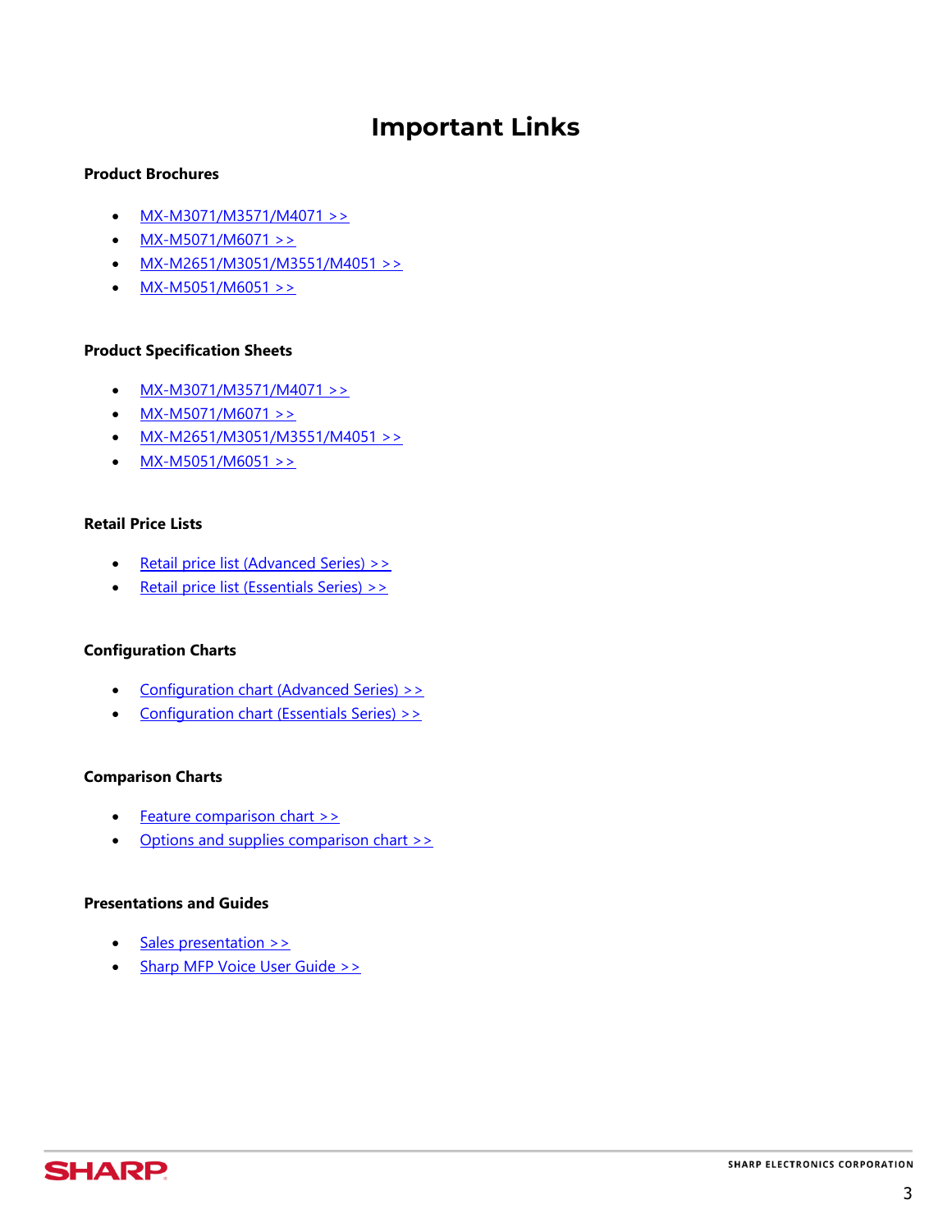# Important Links

**Product Brochures**

- MX-M3071/M3571/M4071 >>
- MX-M5071/M6071 >>
- MX-M2651/M3051/M3551/M4051 >>
- MX-M5051/M6051 >>

**Product Specification Sheets**

- MX-M3071/M3571/M4071 >>
- MX-M5071/M6071 >>
- MX-M2651/M3051/M3551/M4051 >>
- MX-M5051/M6051 >>

**Retail Price Lists**

- Retail price list (Advanced Series) >>
- Retail price list (Essentials Series) >>

**Configuration Charts**

- Configuration chart (Advanced Series) >>
- Configuration chart (Essentials Series) >>

**Comparison Charts**

- Feature comparison chart >>
- Options and supplies comparison chart >>

**Presentations and Guides**

- Sales presentation >>
- Sharp MFP Voice User Guide >>